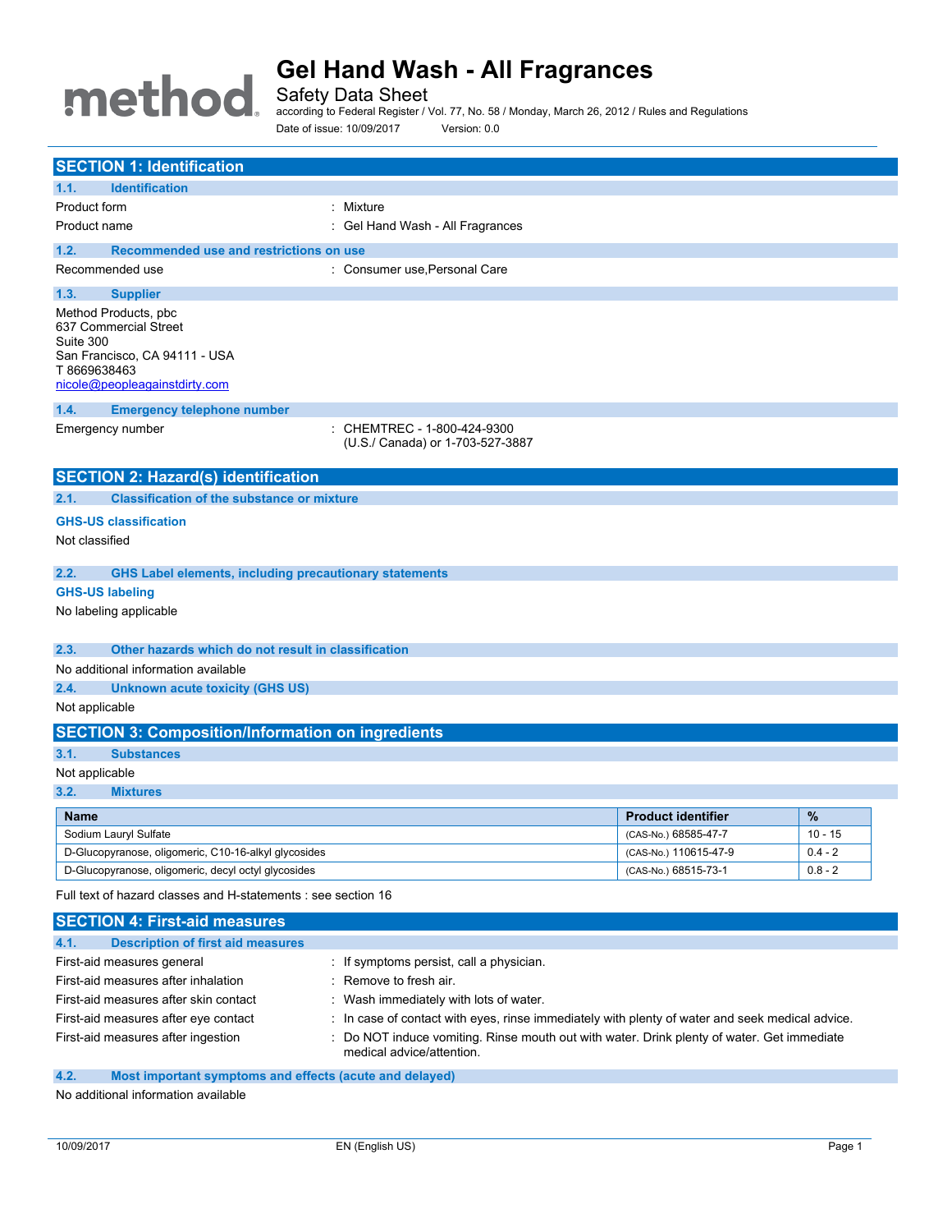# Gel Hand Wash - All Fragrances

Safety Data Sheet

according to Federal Register / Vol. 77, No. 58 / Monday, March 26, 2012 / Rules and Regulations

Date of issue: 10/09/2017 Version: 0.0

## SECTION 1: Identification

### 1.1. Identification

Product form : Mixture

Product name : Gel Hand Wash - All Fragrances

### 1.2. Recommended use and restrictions on use

Recommended use : Consumer use,Personal Care

### 1.3. Supplier

Method Products, pbc
637 Commercial Street
Suite 300
San Francisco, CA 94111 - USA
T 8669638463
nicole@peopleagainstdirty.com

### 1.4. Emergency telephone number

Emergency number : CHEMTREC - 1-800-424-9300 (U.S./ Canada) or 1-703-527-3887

## SECTION 2: Hazard(s) identification

### 2.1. Classification of the substance or mixture

**GHS-US classification**

Not classified

### 2.2. GHS Label elements, including precautionary statements

**GHS-US labeling**

No labeling applicable

### 2.3. Other hazards which do not result in classification

No additional information available

### 2.4. Unknown acute toxicity (GHS US)

Not applicable

## SECTION 3: Composition/Information on ingredients

### 3.1. Substances

Not applicable

### 3.2. Mixtures

| Name | Product identifier | % |
|---|---|---|
| Sodium Lauryl Sulfate | (CAS-No.) 68585-47-7 | 10 - 15 |
| D-Glucopyranose, oligomeric, C10-16-alkyl glycosides | (CAS-No.) 110615-47-9 | 0.4 - 2 |
| D-Glucopyranose, oligomeric, decyl octyl glycosides | (CAS-No.) 68515-73-1 | 0.8 - 2 |

Full text of hazard classes and H-statements : see section 16

## SECTION 4: First-aid measures

### 4.1. Description of first aid measures

First-aid measures general : If symptoms persist, call a physician.

First-aid measures after inhalation : Remove to fresh air.

First-aid measures after skin contact : Wash immediately with lots of water.

First-aid measures after eye contact : In case of contact with eyes, rinse immediately with plenty of water and seek medical advice.

First-aid measures after ingestion : Do NOT induce vomiting. Rinse mouth out with water. Drink plenty of water. Get immediate medical advice/attention.

### 4.2. Most important symptoms and effects (acute and delayed)

No additional information available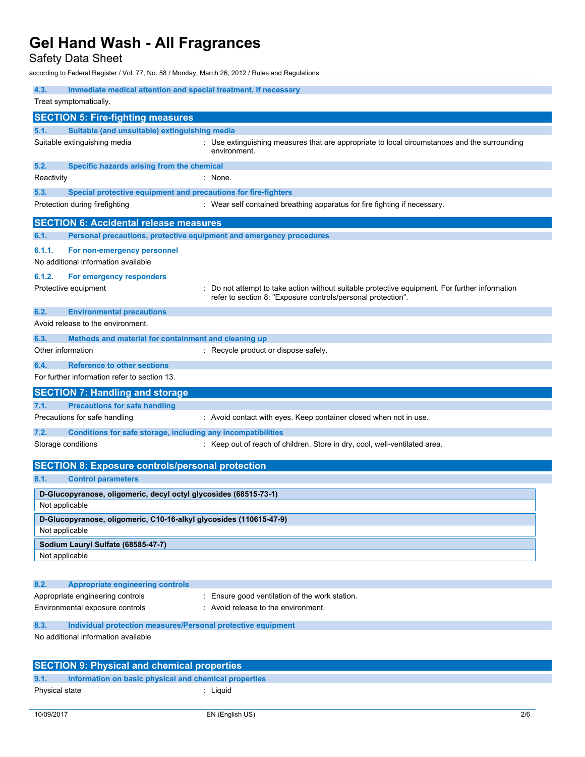### 4.3. Immediate medical attention and special treatment, if necessary

Treat symptomatically.

## SECTION 5: Fire-fighting measures

### 5.1. Suitable (and unsuitable) extinguishing media

Suitable extinguishing media : Use extinguishing measures that are appropriate to local circumstances and the surrounding environment.

### 5.2. Specific hazards arising from the chemical

Reactivity : None.

### 5.3. Special protective equipment and precautions for fire-fighters

Protection during firefighting : Wear self contained breathing apparatus for fire fighting if necessary.

## SECTION 6: Accidental release measures

### 6.1. Personal precautions, protective equipment and emergency procedures

#### 6.1.1. For non-emergency personnel

No additional information available

#### 6.1.2. For emergency responders

Protective equipment : Do not attempt to take action without suitable protective equipment. For further information refer to section 8: "Exposure controls/personal protection".

### 6.2. Environmental precautions

Avoid release to the environment.

### 6.3. Methods and material for containment and cleaning up

Other information : Recycle product or dispose safely.

### 6.4. Reference to other sections

For further information refer to section 13.

## SECTION 7: Handling and storage

### 7.1. Precautions for safe handling

Precautions for safe handling : Avoid contact with eyes. Keep container closed when not in use.

### 7.2. Conditions for safe storage, including any incompatibilities

Storage conditions : Keep out of reach of children. Store in dry, cool, well-ventilated area.

## SECTION 8: Exposure controls/personal protection

### 8.1. Control parameters

| **D-Glucopyranose, oligomeric, decyl octyl glycosides (68515-73-1)** |
|---|
| Not applicable |

| **D-Glucopyranose, oligomeric, C10-16-alkyl glycosides (110615-47-9)** |
|---|
| Not applicable |

| **Sodium Lauryl Sulfate (68585-47-7)** |
|---|
| Not applicable |

### 8.2. Appropriate engineering controls

Appropriate engineering controls : Ensure good ventilation of the work station.

Environmental exposure controls : Avoid release to the environment.

### 8.3. Individual protection measures/Personal protective equipment

No additional information available

## SECTION 9: Physical and chemical properties

### 9.1. Information on basic physical and chemical properties

Physical state : Liquid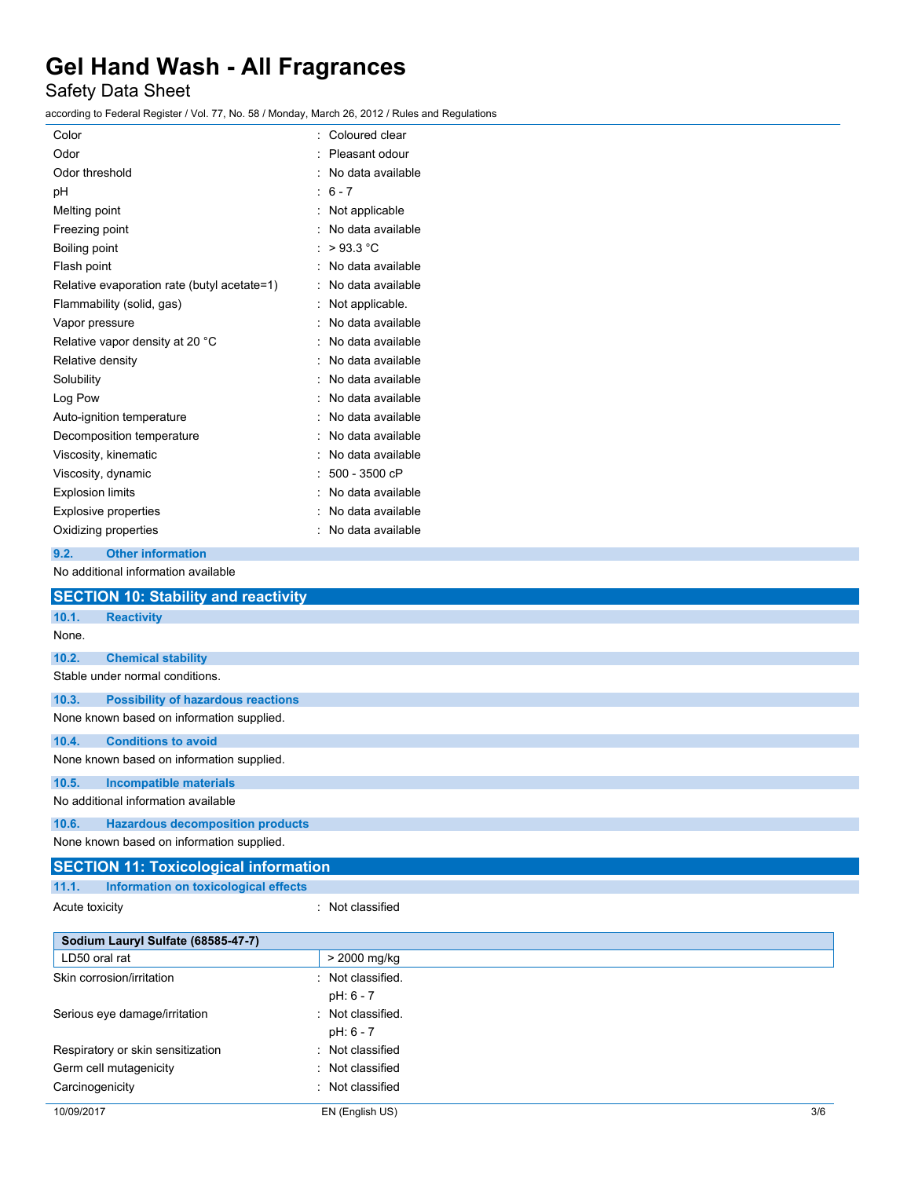| | |
|---|---|
| Color | : Coloured clear |
| Odor | : Pleasant odour |
| Odor threshold | : No data available |
| pH | : 6 - 7 |
| Melting point | : Not applicable |
| Freezing point | : No data available |
| Boiling point | : > 93.3 °C |
| Flash point | : No data available |
| Relative evaporation rate (butyl acetate=1) | : No data available |
| Flammability (solid, gas) | : Not applicable. |
| Vapor pressure | : No data available |
| Relative vapor density at 20 °C | : No data available |
| Relative density | : No data available |
| Solubility | : No data available |
| Log Pow | : No data available |
| Auto-ignition temperature | : No data available |
| Decomposition temperature | : No data available |
| Viscosity, kinematic | : No data available |
| Viscosity, dynamic | : 500 - 3500 cP |
| Explosion limits | : No data available |
| Explosive properties | : No data available |
| Oxidizing properties | : No data available |

### 9.2. Other information

No additional information available

## SECTION 10: Stability and reactivity

### 10.1. Reactivity

None.

### 10.2. Chemical stability

Stable under normal conditions.

### 10.3. Possibility of hazardous reactions

None known based on information supplied.

### 10.4. Conditions to avoid

None known based on information supplied.

### 10.5. Incompatible materials

No additional information available

### 10.6. Hazardous decomposition products

None known based on information supplied.

## SECTION 11: Toxicological information

### 11.1. Information on toxicological effects

Acute toxicity : Not classified

| Sodium Lauryl Sulfate (68585-47-7) | |
|---|---|
| LD50 oral rat | > 2000 mg/kg |

| | |
|---|---|
| Skin corrosion/irritation | : Not classified.<br>pH: 6 - 7 |
| Serious eye damage/irritation | : Not classified.<br>pH: 6 - 7 |
| Respiratory or skin sensitization | : Not classified |
| Germ cell mutagenicity | : Not classified |
| Carcinogenicity | : Not classified |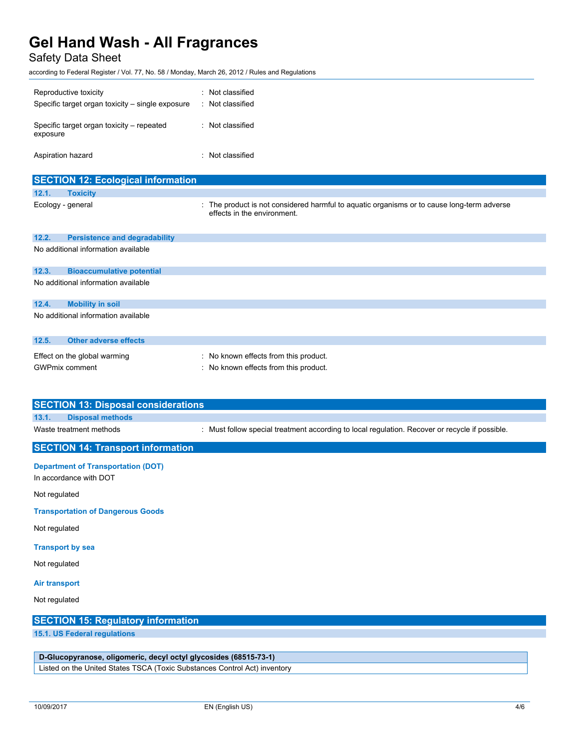| | |
|---|---|
| Reproductive toxicity | : Not classified |
| Specific target organ toxicity – single exposure | : Not classified |
| Specific target organ toxicity – repeated exposure | : Not classified |
| Aspiration hazard | : Not classified |

## SECTION 12: Ecological information

### 12.1. Toxicity

| | |
|---|---|
| Ecology - general | : The product is not considered harmful to aquatic organisms or to cause long-term adverse effects in the environment. |

### 12.2. Persistence and degradability

No additional information available

### 12.3. Bioaccumulative potential

No additional information available

### 12.4. Mobility in soil

No additional information available

### 12.5. Other adverse effects

| | |
|---|---|
| Effect on the global warming | : No known effects from this product. |
| GWPmix comment | : No known effects from this product. |

## SECTION 13: Disposal considerations

### 13.1. Disposal methods

| | |
|---|---|
| Waste treatment methods | : Must follow special treatment according to local regulation. Recover or recycle if possible. |

## SECTION 14: Transport information

**Department of Transportation (DOT)**

In accordance with DOT

Not regulated

**Transportation of Dangerous Goods**

Not regulated

**Transport by sea**

Not regulated

**Air transport**

Not regulated

## SECTION 15: Regulatory information

### 15.1. US Federal regulations

| D-Glucopyranose, oligomeric, decyl octyl glycosides (68515-73-1) |
|---|
| Listed on the United States TSCA (Toxic Substances Control Act) inventory |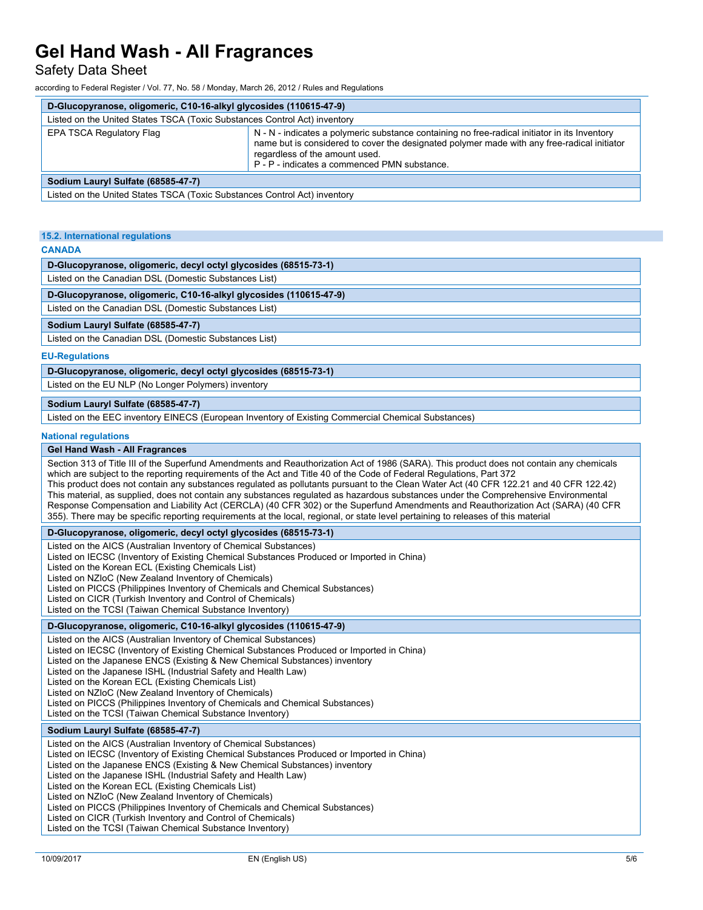| D-Glucopyranose, oligomeric, C10-16-alkyl glycosides (110615-47-9) | |
|---|---|
| Listed on the United States TSCA (Toxic Substances Control Act) inventory | |
| EPA TSCA Regulatory Flag | N - N - indicates a polymeric substance containing no free-radical initiator in its Inventory name but is considered to cover the designated polymer made with any free-radical initiator regardless of the amount used.<br>P - P - indicates a commenced PMN substance. |

| Sodium Lauryl Sulfate (68585-47-7) |
|---|
| Listed on the United States TSCA (Toxic Substances Control Act) inventory |

### 15.2. International regulations

**CANADA**

| D-Glucopyranose, oligomeric, decyl octyl glycosides (68515-73-1) |
|---|
| Listed on the Canadian DSL (Domestic Substances List) |

| D-Glucopyranose, oligomeric, C10-16-alkyl glycosides (110615-47-9) |
|---|
| Listed on the Canadian DSL (Domestic Substances List) |

| Sodium Lauryl Sulfate (68585-47-7) |
|---|
| Listed on the Canadian DSL (Domestic Substances List) |

**EU-Regulations**

| D-Glucopyranose, oligomeric, decyl octyl glycosides (68515-73-1) |
|---|
| Listed on the EU NLP (No Longer Polymers) inventory |

| Sodium Lauryl Sulfate (68585-47-7) |
|---|
| Listed on the EEC inventory EINECS (European Inventory of Existing Commercial Chemical Substances) |

**National regulations**

| Gel Hand Wash - All Fragrances |
|---|
| Section 313 of Title III of the Superfund Amendments and Reauthorization Act of 1986 (SARA). This product does not contain any chemicals which are subject to the reporting requirements of the Act and Title 40 of the Code of Federal Regulations, Part 372<br>This product does not contain any substances regulated as pollutants pursuant to the Clean Water Act (40 CFR 122.21 and 40 CFR 122.42)<br>This material, as supplied, does not contain any substances regulated as hazardous substances under the Comprehensive Environmental Response Compensation and Liability Act (CERCLA) (40 CFR 302) or the Superfund Amendments and Reauthorization Act (SARA) (40 CFR 355). There may be specific reporting requirements at the local, regional, or state level pertaining to releases of this material |

| D-Glucopyranose, oligomeric, decyl octyl glycosides (68515-73-1) |
|---|
| Listed on the AICS (Australian Inventory of Chemical Substances)<br>Listed on IECSC (Inventory of Existing Chemical Substances Produced or Imported in China)<br>Listed on the Korean ECL (Existing Chemicals List)<br>Listed on NZIoC (New Zealand Inventory of Chemicals)<br>Listed on PICCS (Philippines Inventory of Chemicals and Chemical Substances)<br>Listed on CICR (Turkish Inventory and Control of Chemicals)<br>Listed on the TCSI (Taiwan Chemical Substance Inventory) |

| D-Glucopyranose, oligomeric, C10-16-alkyl glycosides (110615-47-9) |
|---|
| Listed on the AICS (Australian Inventory of Chemical Substances)<br>Listed on IECSC (Inventory of Existing Chemical Substances Produced or Imported in China)<br>Listed on the Japanese ENCS (Existing & New Chemical Substances) inventory<br>Listed on the Japanese ISHL (Industrial Safety and Health Law)<br>Listed on the Korean ECL (Existing Chemicals List)<br>Listed on NZIoC (New Zealand Inventory of Chemicals)<br>Listed on PICCS (Philippines Inventory of Chemicals and Chemical Substances)<br>Listed on the TCSI (Taiwan Chemical Substance Inventory) |

| Sodium Lauryl Sulfate (68585-47-7) |
|---|
| Listed on the AICS (Australian Inventory of Chemical Substances)<br>Listed on IECSC (Inventory of Existing Chemical Substances Produced or Imported in China)<br>Listed on the Japanese ENCS (Existing & New Chemical Substances) inventory<br>Listed on the Japanese ISHL (Industrial Safety and Health Law)<br>Listed on the Korean ECL (Existing Chemicals List)<br>Listed on NZIoC (New Zealand Inventory of Chemicals)<br>Listed on PICCS (Philippines Inventory of Chemicals and Chemical Substances)<br>Listed on CICR (Turkish Inventory and Control of Chemicals)<br>Listed on the TCSI (Taiwan Chemical Substance Inventory) |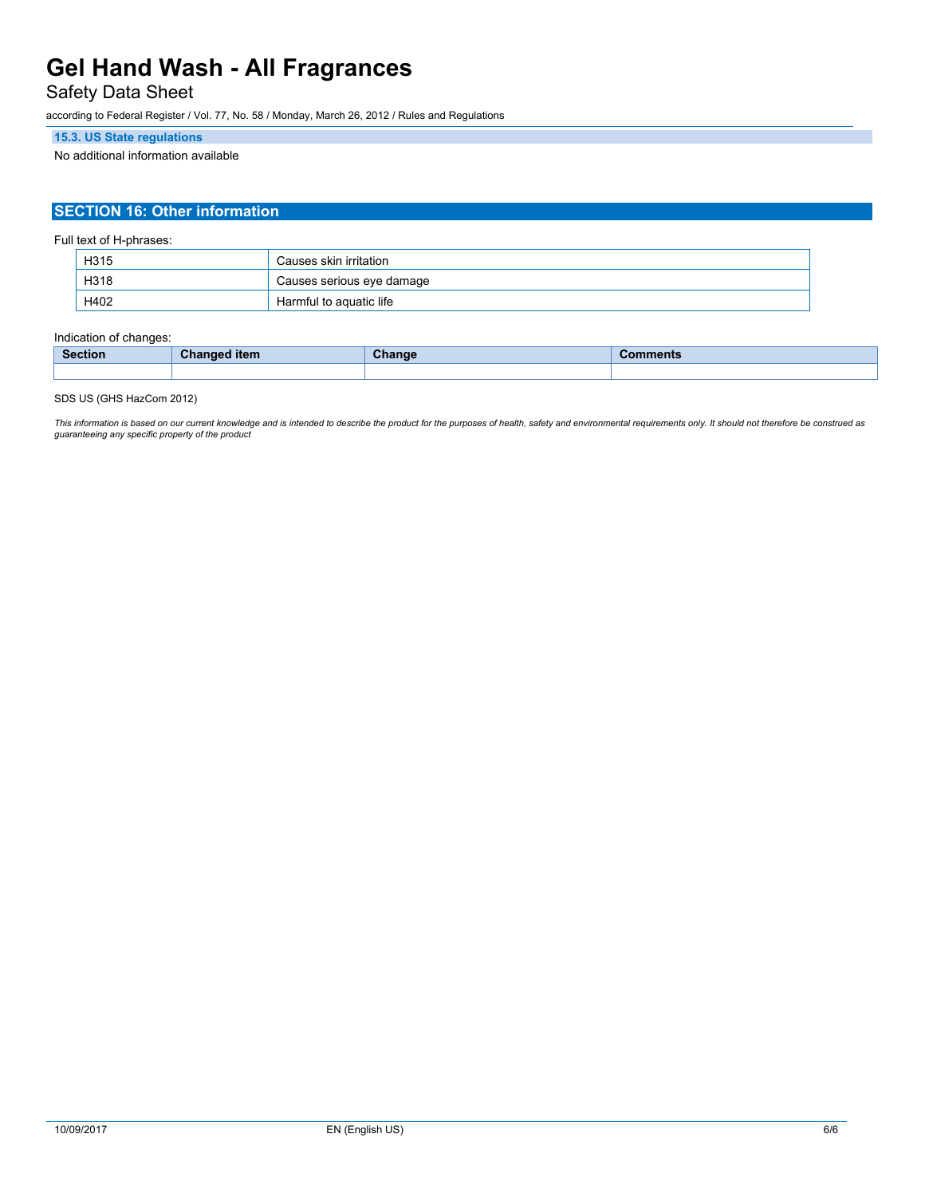### 15.3. US State regulations

No additional information available

## SECTION 16: Other information

Full text of H-phrases:

| | |
|---|---|
| H315 | Causes skin irritation |
| H318 | Causes serious eye damage |
| H402 | Harmful to aquatic life |

Indication of changes:

| Section | Changed item | Change | Comments |
|---|---|---|---|
| | | | |

SDS US (GHS HazCom 2012)

*This information is based on our current knowledge and is intended to describe the product for the purposes of health, safety and environmental requirements only. It should not therefore be construed as guaranteeing any specific property of the product*